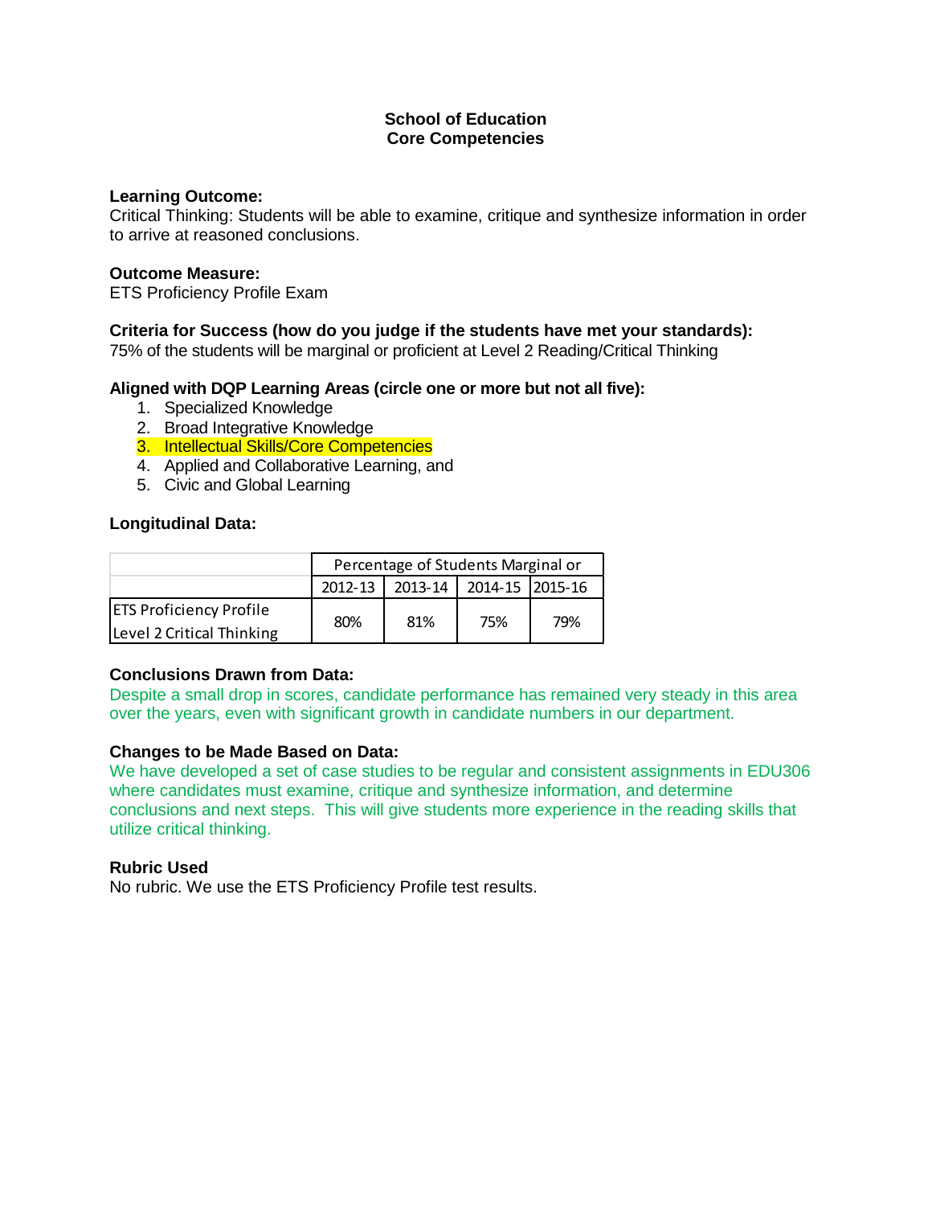# School of Education
# Core Competencies

**Learning Outcome:**
Critical Thinking: Students will be able to examine, critique and synthesize information in order to arrive at reasoned conclusions.

**Outcome Measure:**
ETS Proficiency Profile Exam

**Criteria for Success (how do you judge if the students have met your standards):**
75% of the students will be marginal or proficient at Level 2 Reading/Critical Thinking

**Aligned with DQP Learning Areas (circle one or more but not all five):**

1. Specialized Knowledge
2. Broad Integrative Knowledge
3. Intellectual Skills/Core Competencies
4. Applied and Collaborative Learning, and
5. Civic and Global Learning

**Longitudinal Data:**

| | Percentage of Students Marginal or | | | |
|---|---|---|---|---|
| | 2012-13 | 2013-14 | 2014-15 | 2015-16 |
| ETS Proficiency Profile Level 2 Critical Thinking | 80% | 81% | 75% | 79% |

**Conclusions Drawn from Data:**
Despite a small drop in scores, candidate performance has remained very steady in this area over the years, even with significant growth in candidate numbers in our department.

**Changes to be Made Based on Data:**
We have developed a set of case studies to be regular and consistent assignments in EDU306 where candidates must examine, critique and synthesize information, and determine conclusions and next steps. This will give students more experience in the reading skills that utilize critical thinking.

**Rubric Used**
No rubric. We use the ETS Proficiency Profile test results.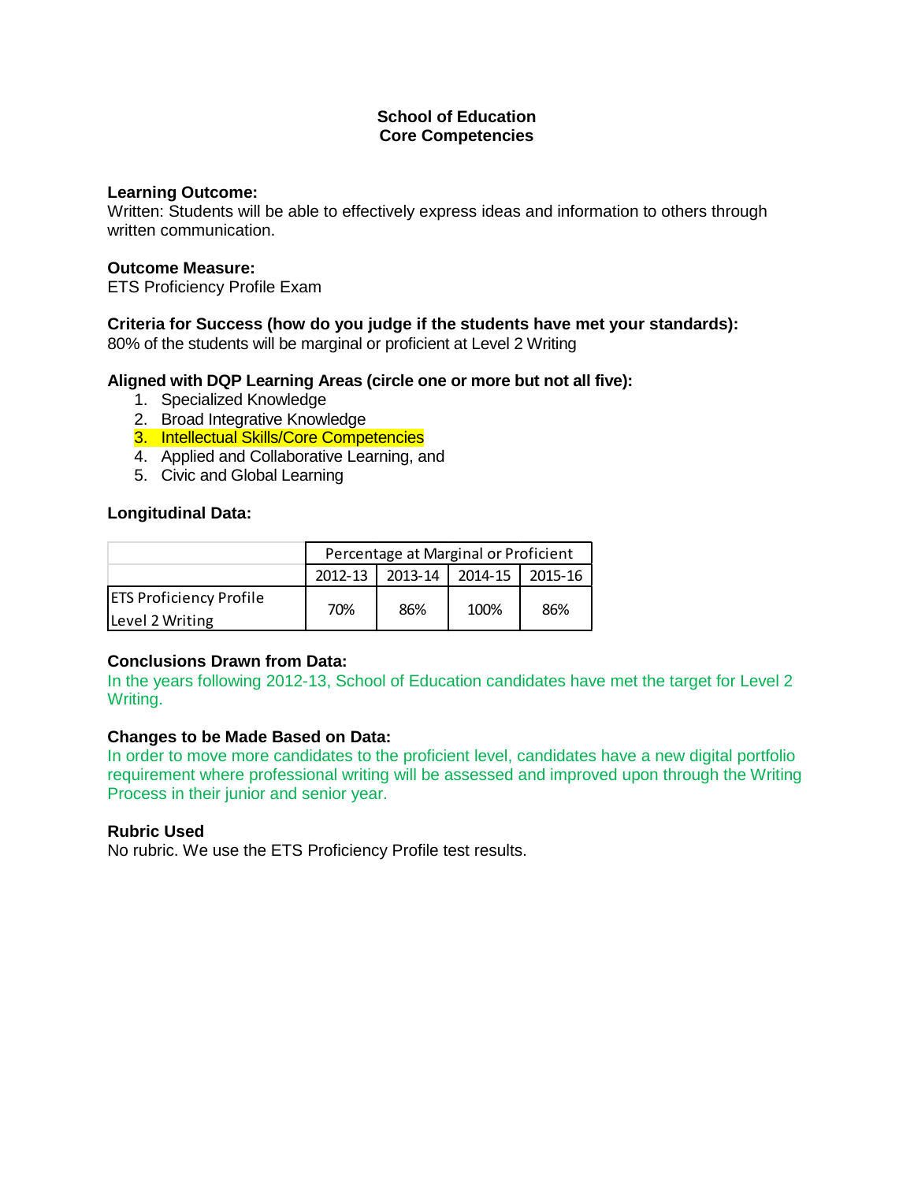# School of Education
# Core Competencies

**Learning Outcome:**
Written: Students will be able to effectively express ideas and information to others through written communication.

**Outcome Measure:**
ETS Proficiency Profile Exam

**Criteria for Success (how do you judge if the students have met your standards):**
80% of the students will be marginal or proficient at Level 2 Writing

**Aligned with DQP Learning Areas (circle one or more but not all five):**

1. Specialized Knowledge
2. Broad Integrative Knowledge
3. Intellectual Skills/Core Competencies
4. Applied and Collaborative Learning, and
5. Civic and Global Learning

**Longitudinal Data:**

| | Percentage at Marginal or Proficient | | | |
|---|---|---|---|---|
| | 2012-13 | 2013-14 | 2014-15 | 2015-16 |
| ETS Proficiency Profile Level 2 Writing | 70% | 86% | 100% | 86% |

**Conclusions Drawn from Data:**
In the years following 2012-13, School of Education candidates have met the target for Level 2 Writing.

**Changes to be Made Based on Data:**
In order to move more candidates to the proficient level, candidates have a new digital portfolio requirement where professional writing will be assessed and improved upon through the Writing Process in their junior and senior year.

**Rubric Used**
No rubric. We use the ETS Proficiency Profile test results.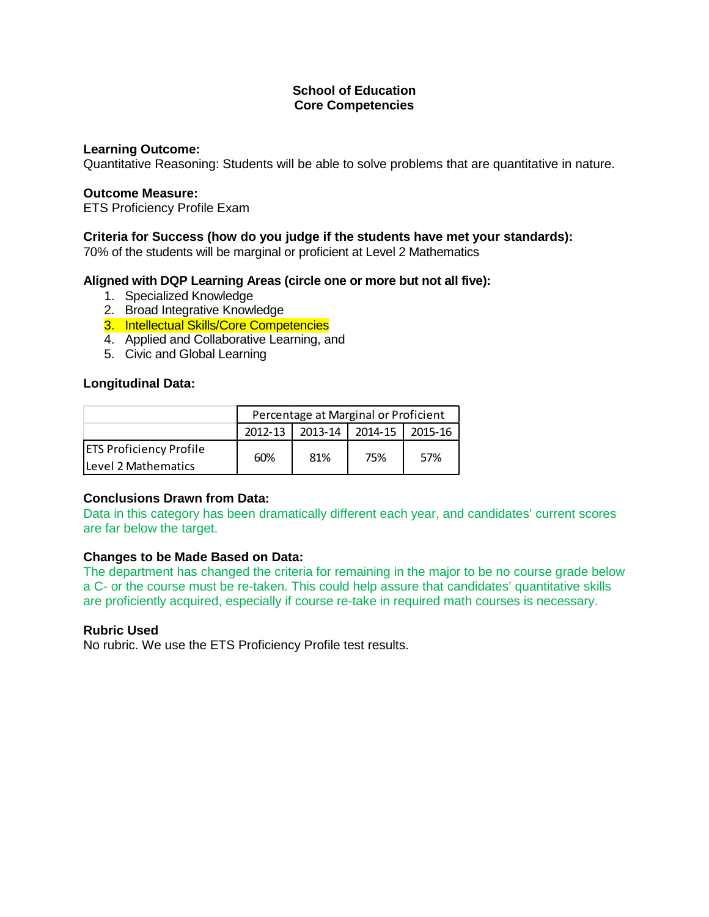**School of Education**
**Core Competencies**

**Learning Outcome:**
Quantitative Reasoning: Students will be able to solve problems that are quantitative in nature.

**Outcome Measure:**
ETS Proficiency Profile Exam

**Criteria for Success (how do you judge if the students have met your standards):**
70% of the students will be marginal or proficient at Level 2 Mathematics

**Aligned with DQP Learning Areas (circle one or more but not all five):**

1. Specialized Knowledge
2. Broad Integrative Knowledge
3. Intellectual Skills/Core Competencies
4. Applied and Collaborative Learning, and
5. Civic and Global Learning

**Longitudinal Data:**

| | Percentage at Marginal or Proficient | | | |
|---|---|---|---|---|
| | 2012-13 | 2013-14 | 2014-15 | 2015-16 |
| ETS Proficiency Profile Level 2 Mathematics | 60% | 81% | 75% | 57% |

**Conclusions Drawn from Data:**
Data in this category has been dramatically different each year, and candidates' current scores are far below the target.

**Changes to be Made Based on Data:**
The department has changed the criteria for remaining in the major to be no course grade below a C- or the course must be re-taken. This could help assure that candidates' quantitative skills are proficiently acquired, especially if course re-take in required math courses is necessary.

**Rubric Used**
No rubric. We use the ETS Proficiency Profile test results.